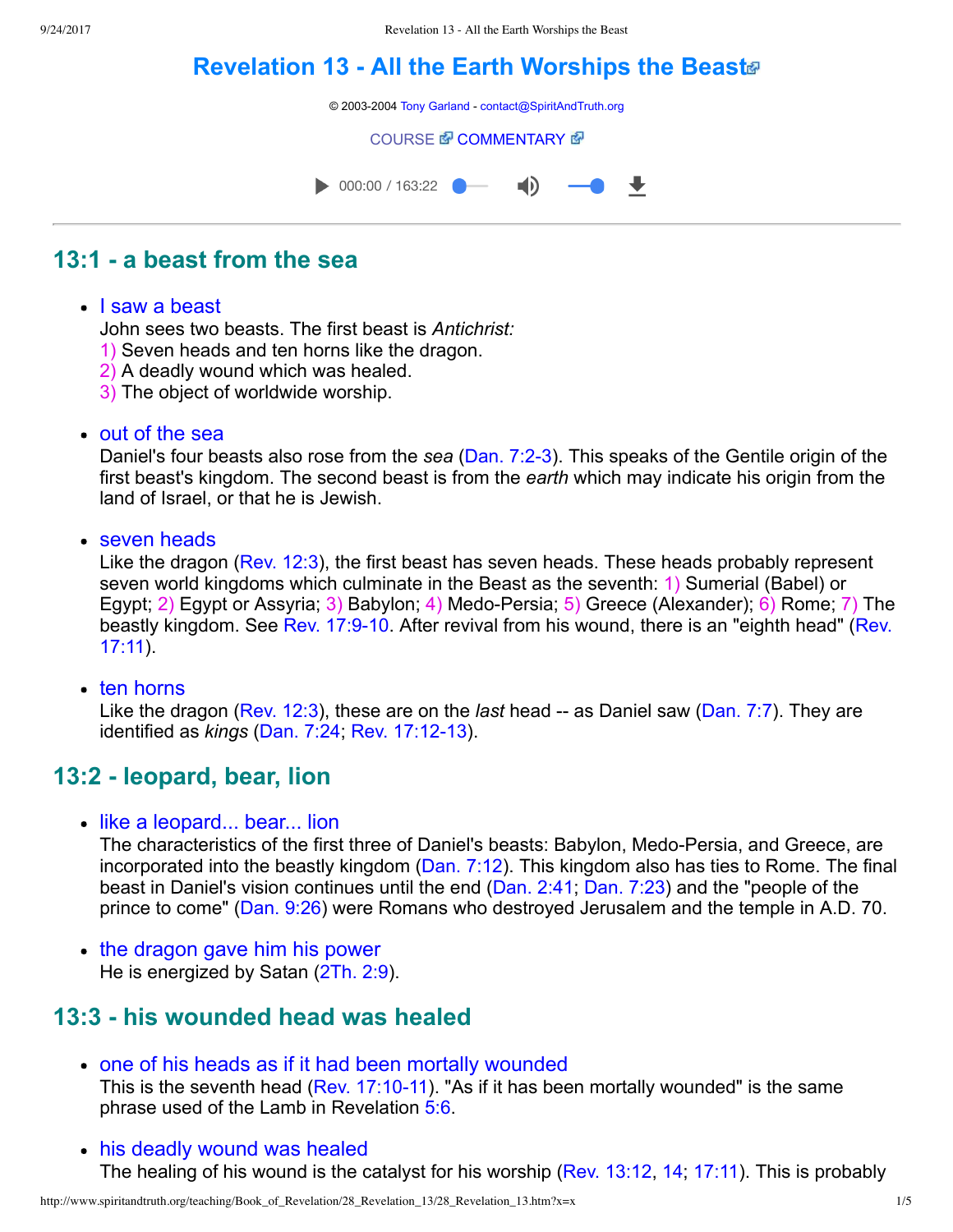# Revelation 13 - All the Earth Worships the Beast

© 2003-2004 Tony Garland - contact@SpiritAndTruth.org

COURSE COMMENTARY

## 13:1 - a beast from the sea

- I saw a beast
  John sees two beasts. The first beast is *Antichrist:*
  1) Seven heads and ten horns like the dragon.
  2) A deadly wound which was healed.
  3) The object of worldwide worship.

- out of the sea
  Daniel's four beasts also rose from the *sea* (Dan. 7:2-3). This speaks of the Gentile origin of the first beast's kingdom. The second beast is from the *earth* which may indicate his origin from the land of Israel, or that he is Jewish.

- seven heads
  Like the dragon (Rev. 12:3), the first beast has seven heads. These heads probably represent seven world kingdoms which culminate in the Beast as the seventh: 1) Sumerial (Babel) or Egypt; 2) Egypt or Assyria; 3) Babylon; 4) Medo-Persia; 5) Greece (Alexander); 6) Rome; 7) The beastly kingdom. See Rev. 17:9-10. After revival from his wound, there is an "eighth head" (Rev. 17:11).

- ten horns
  Like the dragon (Rev. 12:3), these are on the *last* head -- as Daniel saw (Dan. 7:7). They are identified as *kings* (Dan. 7:24; Rev. 17:12-13).

## 13:2 - leopard, bear, lion

- like a leopard... bear... lion
  The characteristics of the first three of Daniel's beasts: Babylon, Medo-Persia, and Greece, are incorporated into the beastly kingdom (Dan. 7:12). This kingdom also has ties to Rome. The final beast in Daniel's vision continues until the end (Dan. 2:41; Dan. 7:23) and the "people of the prince to come" (Dan. 9:26) were Romans who destroyed Jerusalem and the temple in A.D. 70.

- the dragon gave him his power
  He is energized by Satan (2Th. 2:9).

## 13:3 - his wounded head was healed

- one of his heads as if it had been mortally wounded
  This is the seventh head (Rev. 17:10-11). "As if it has been mortally wounded" is the same phrase used of the Lamb in Revelation 5:6.

- his deadly wound was healed
  The healing of his wound is the catalyst for his worship (Rev. 13:12, 14; 17:11). This is probably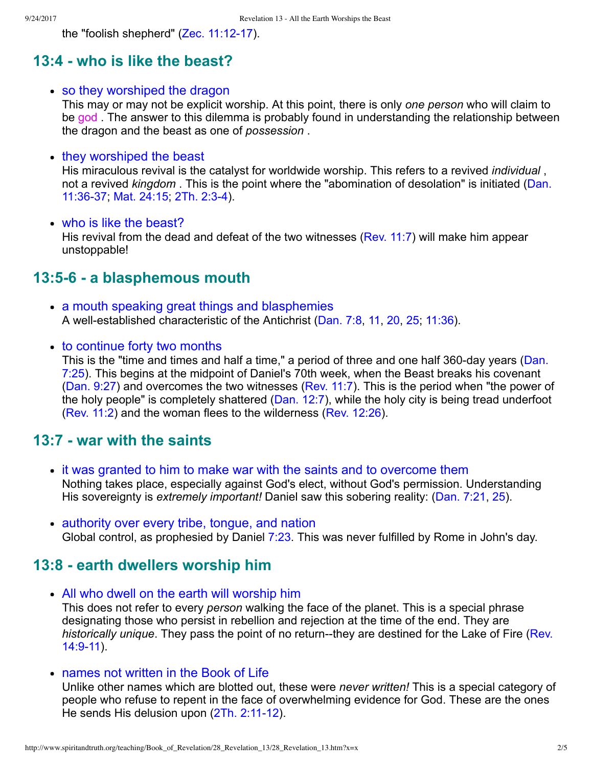the "foolish shepherd" (Zec. 11:12-17).

## 13:4 - who is like the beast?

- so they worshiped the dragon
  This may or may not be explicit worship. At this point, there is only *one person* who will claim to be god . The answer to this dilemma is probably found in understanding the relationship between the dragon and the beast as one of *possession* .

- they worshiped the beast
  His miraculous revival is the catalyst for worldwide worship. This refers to a revived *individual* , not a revived *kingdom* . This is the point where the "abomination of desolation" is initiated (Dan. 11:36-37; Mat. 24:15; 2Th. 2:3-4).

- who is like the beast?
  His revival from the dead and defeat of the two witnesses (Rev. 11:7) will make him appear unstoppable!

## 13:5-6 - a blasphemous mouth

- a mouth speaking great things and blasphemies
  A well-established characteristic of the Antichrist (Dan. 7:8, 11, 20, 25; 11:36).

- to continue forty two months
  This is the "time and times and half a time," a period of three and one half 360-day years (Dan. 7:25). This begins at the midpoint of Daniel's 70th week, when the Beast breaks his covenant (Dan. 9:27) and overcomes the two witnesses (Rev. 11:7). This is the period when "the power of the holy people" is completely shattered (Dan. 12:7), while the holy city is being tread underfoot (Rev. 11:2) and the woman flees to the wilderness (Rev. 12:26).

## 13:7 - war with the saints

- it was granted to him to make war with the saints and to overcome them
  Nothing takes place, especially against God's elect, without God's permission. Understanding His sovereignty is *extremely important!* Daniel saw this sobering reality: (Dan. 7:21, 25).

- authority over every tribe, tongue, and nation
  Global control, as prophesied by Daniel 7:23. This was never fulfilled by Rome in John's day.

## 13:8 - earth dwellers worship him

- All who dwell on the earth will worship him
  This does not refer to every *person* walking the face of the planet. This is a special phrase designating those who persist in rebellion and rejection at the time of the end. They are *historically unique*. They pass the point of no return--they are destined for the Lake of Fire (Rev. 14:9-11).

- names not written in the Book of Life
  Unlike other names which are blotted out, these were *never written!* This is a special category of people who refuse to repent in the face of overwhelming evidence for God. These are the ones He sends His delusion upon (2Th. 2:11-12).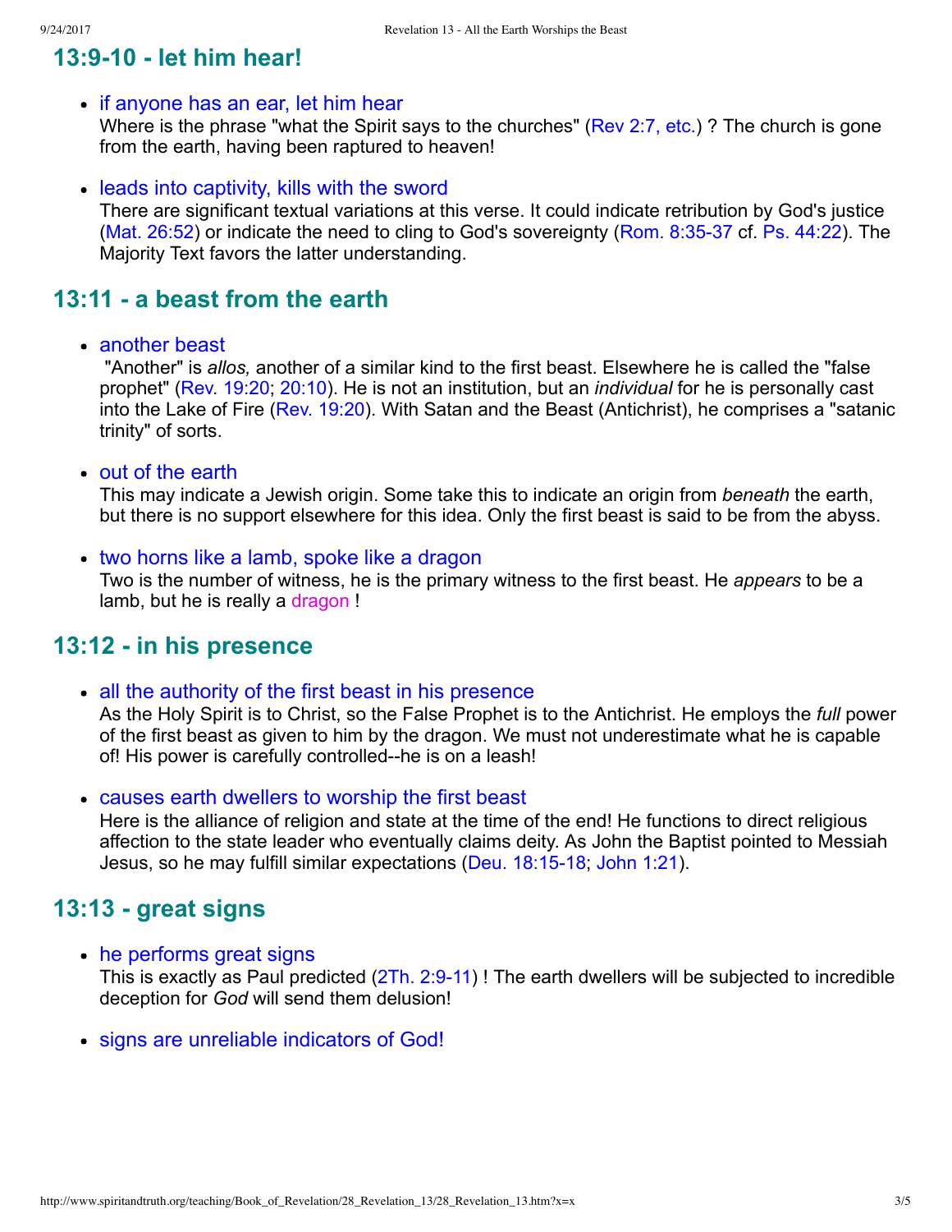## 13:9-10 - let him hear!

- if anyone has an ear, let him hear
  Where is the phrase "what the Spirit says to the churches" (Rev 2:7, etc.) ? The church is gone from the earth, having been raptured to heaven!

- leads into captivity, kills with the sword
  There are significant textual variations at this verse. It could indicate retribution by God's justice (Mat. 26:52) or indicate the need to cling to God's sovereignty (Rom. 8:35-37 cf. Ps. 44:22). The Majority Text favors the latter understanding.

## 13:11 - a beast from the earth

- another beast
  "Another" is *allos,* another of a similar kind to the first beast. Elsewhere he is called the "false prophet" (Rev. 19:20; 20:10). He is not an institution, but an *individual* for he is personally cast into the Lake of Fire (Rev. 19:20). With Satan and the Beast (Antichrist), he comprises a "satanic trinity" of sorts.

- out of the earth
  This may indicate a Jewish origin. Some take this to indicate an origin from *beneath* the earth, but there is no support elsewhere for this idea. Only the first beast is said to be from the abyss.

- two horns like a lamb, spoke like a dragon
  Two is the number of witness, he is the primary witness to the first beast. He *appears* to be a lamb, but he is really a dragon !

## 13:12 - in his presence

- all the authority of the first beast in his presence
  As the Holy Spirit is to Christ, so the False Prophet is to the Antichrist. He employs the *full* power of the first beast as given to him by the dragon. We must not underestimate what he is capable of! His power is carefully controlled--he is on a leash!

- causes earth dwellers to worship the first beast
  Here is the alliance of religion and state at the time of the end! He functions to direct religious affection to the state leader who eventually claims deity. As John the Baptist pointed to Messiah Jesus, so he may fulfill similar expectations (Deu. 18:15-18; John 1:21).

## 13:13 - great signs

- he performs great signs
  This is exactly as Paul predicted (2Th. 2:9-11) ! The earth dwellers will be subjected to incredible deception for *God* will send them delusion!

- signs are unreliable indicators of God!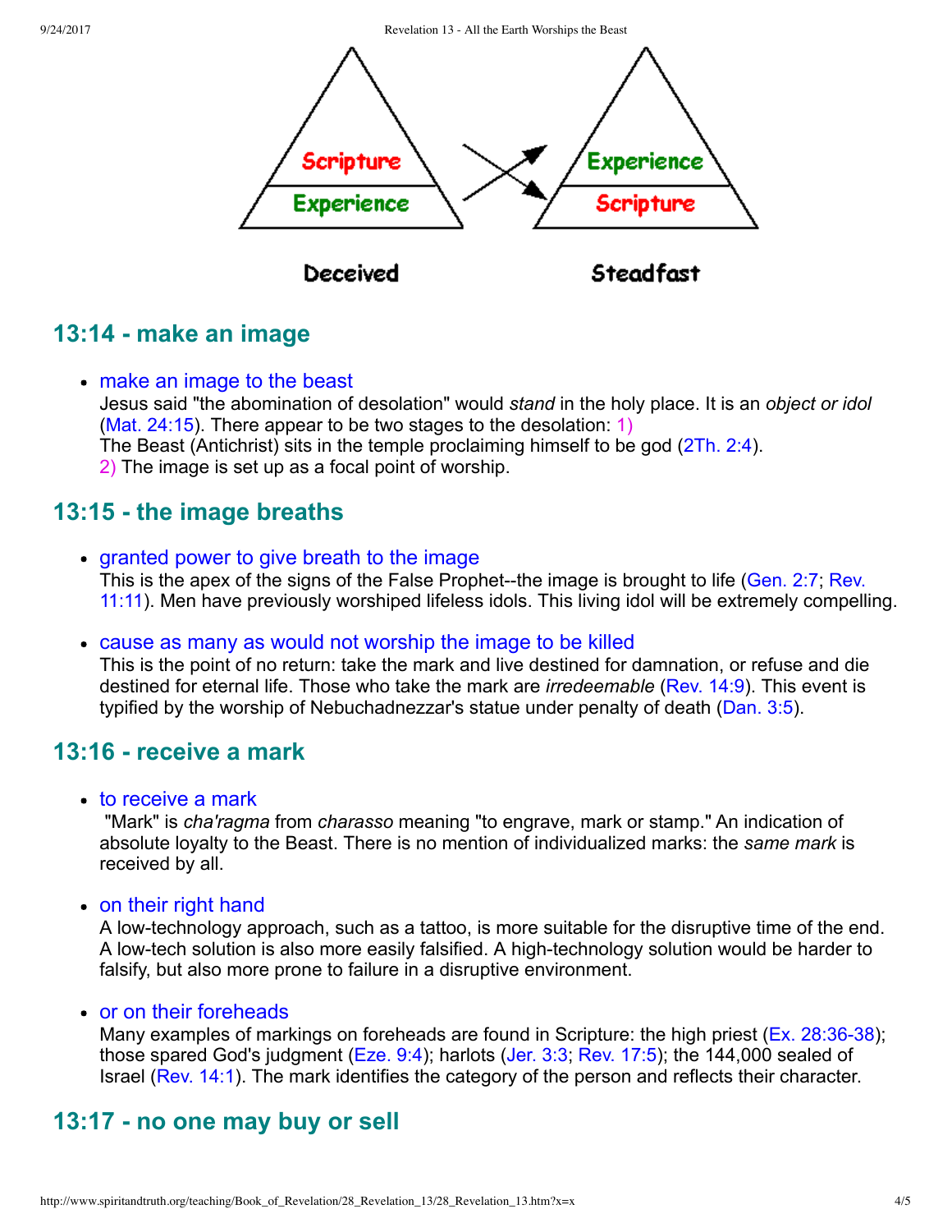Scripture

Experience

Experience

Scripture

Deceived

Steadfast

## 13:14 - make an image

- make an image to the beast
  Jesus said "the abomination of desolation" would *stand* in the holy place. It is an *object or idol* (Mat. 24:15). There appear to be two stages to the desolation: 1)
  The Beast (Antichrist) sits in the temple proclaiming himself to be god (2Th. 2:4).
  2) The image is set up as a focal point of worship.

## 13:15 - the image breaths

- granted power to give breath to the image
  This is the apex of the signs of the False Prophet--the image is brought to life (Gen. 2:7; Rev. 11:11). Men have previously worshiped lifeless idols. This living idol will be extremely compelling.

- cause as many as would not worship the image to be killed
  This is the point of no return: take the mark and live destined for damnation, or refuse and die destined for eternal life. Those who take the mark are *irredeemable* (Rev. 14:9). This event is typified by the worship of Nebuchadnezzar's statue under penalty of death (Dan. 3:5).

## 13:16 - receive a mark

- to receive a mark
  "Mark" is *cha'ragma* from *charasso* meaning "to engrave, mark or stamp." An indication of absolute loyalty to the Beast. There is no mention of individualized marks: the *same mark* is received by all.

- on their right hand
  A low-technology approach, such as a tattoo, is more suitable for the disruptive time of the end. A low-tech solution is also more easily falsified. A high-technology solution would be harder to falsify, but also more prone to failure in a disruptive environment.

- or on their foreheads
  Many examples of markings on foreheads are found in Scripture: the high priest (Ex. 28:36-38); those spared God's judgment (Eze. 9:4); harlots (Jer. 3:3; Rev. 17:5); the 144,000 sealed of Israel (Rev. 14:1). The mark identifies the category of the person and reflects their character.

## 13:17 - no one may buy or sell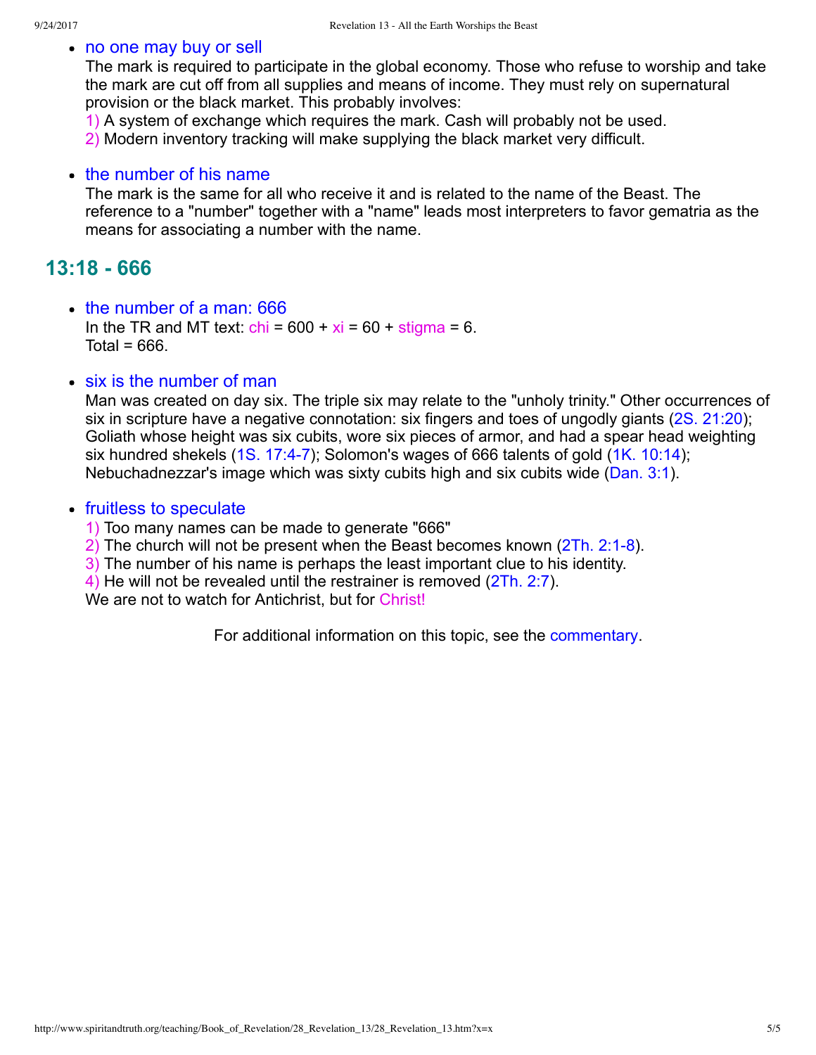- no one may buy or sell
  The mark is required to participate in the global economy. Those who refuse to worship and take the mark are cut off from all supplies and means of income. They must rely on supernatural provision or the black market. This probably involves:
  1) A system of exchange which requires the mark. Cash will probably not be used.
  2) Modern inventory tracking will make supplying the black market very difficult.

- the number of his name
  The mark is the same for all who receive it and is related to the name of the Beast. The reference to a "number" together with a "name" leads most interpreters to favor gematria as the means for associating a number with the name.

## 13:18 - 666

- the number of a man: 666
  In the TR and MT text: chi = 600 + xi = 60 + stigma = 6.
  Total = 666.

- six is the number of man
  Man was created on day six. The triple six may relate to the "unholy trinity." Other occurrences of six in scripture have a negative connotation: six fingers and toes of ungodly giants (2S. 21:20); Goliath whose height was six cubits, wore six pieces of armor, and had a spear head weighting six hundred shekels (1S. 17:4-7); Solomon's wages of 666 talents of gold (1K. 10:14); Nebuchadnezzar's image which was sixty cubits high and six cubits wide (Dan. 3:1).

- fruitless to speculate
  1) Too many names can be made to generate "666"
  2) The church will not be present when the Beast becomes known (2Th. 2:1-8).
  3) The number of his name is perhaps the least important clue to his identity.
  4) He will not be revealed until the restrainer is removed (2Th. 2:7).
  We are not to watch for Antichrist, but for Christ!

For additional information on this topic, see the commentary.